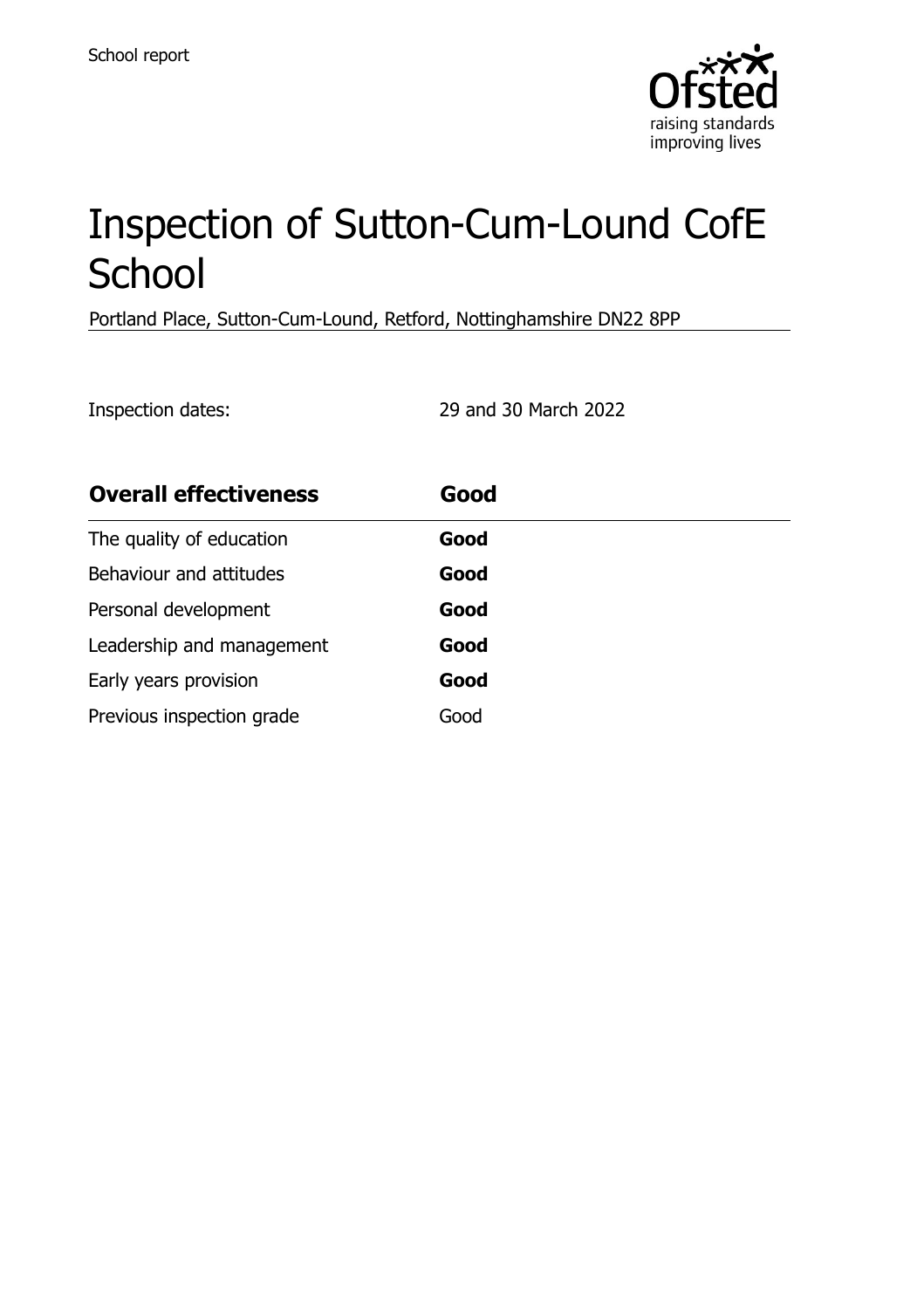School report

# Inspection of Sutton-Cum-Lound CofE School

Portland Place, Sutton-Cum-Lound, Retford, Nottinghamshire DN22 8PP

Inspection dates: 29 and 30 March 2022

| **Overall effectiveness** | **Good** |
|---|---|
| The quality of education | **Good** |
| Behaviour and attitudes | **Good** |
| Personal development | **Good** |
| Leadership and management | **Good** |
| Early years provision | **Good** |
| Previous inspection grade | Good |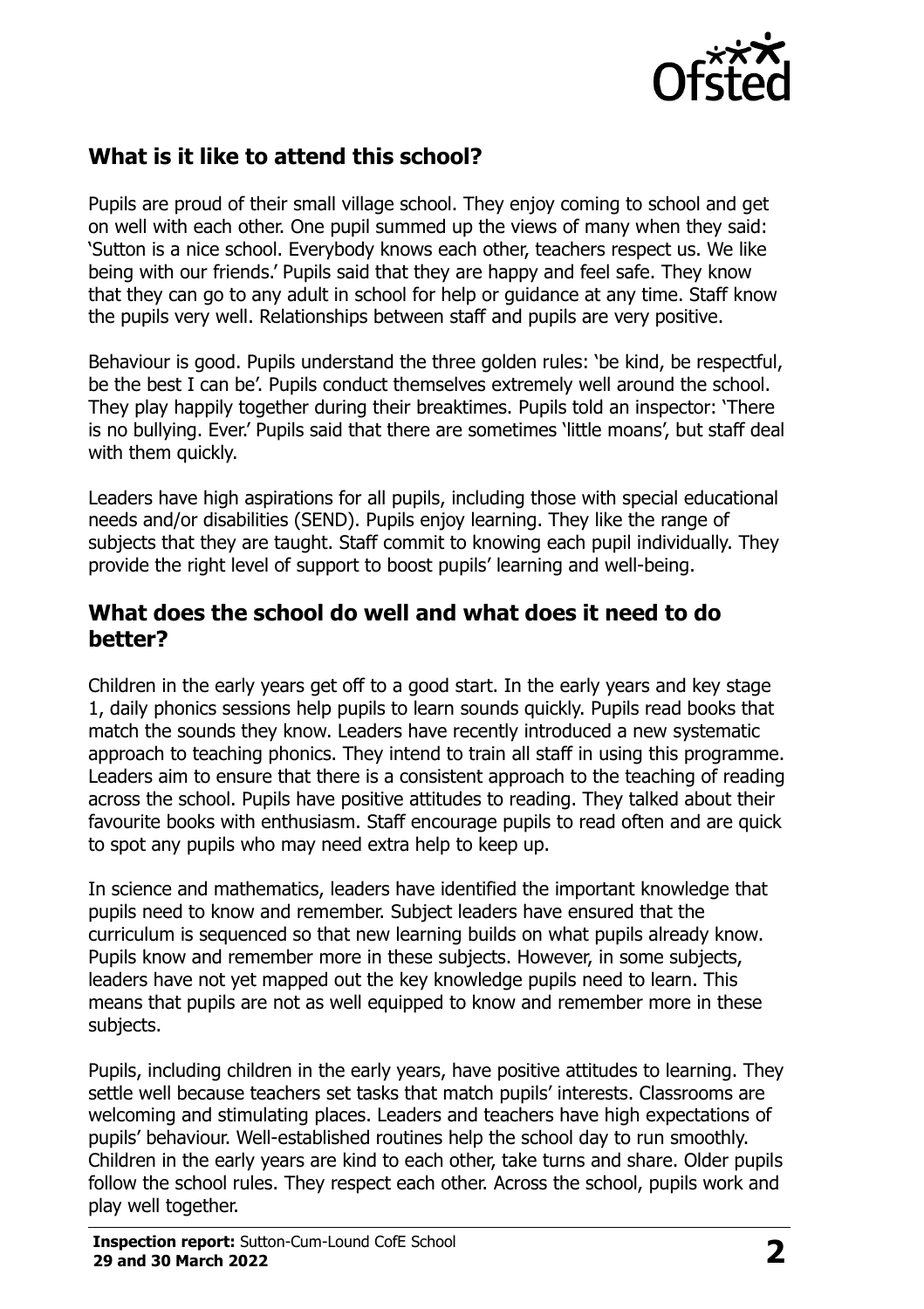## What is it like to attend this school?

Pupils are proud of their small village school. They enjoy coming to school and get on well with each other. One pupil summed up the views of many when they said: 'Sutton is a nice school. Everybody knows each other, teachers respect us. We like being with our friends.' Pupils said that they are happy and feel safe. They know that they can go to any adult in school for help or guidance at any time. Staff know the pupils very well. Relationships between staff and pupils are very positive.

Behaviour is good. Pupils understand the three golden rules: 'be kind, be respectful, be the best I can be'. Pupils conduct themselves extremely well around the school. They play happily together during their breaktimes. Pupils told an inspector: 'There is no bullying. Ever.' Pupils said that there are sometimes 'little moans', but staff deal with them quickly.

Leaders have high aspirations for all pupils, including those with special educational needs and/or disabilities (SEND). Pupils enjoy learning. They like the range of subjects that they are taught. Staff commit to knowing each pupil individually. They provide the right level of support to boost pupils' learning and well-being.

## What does the school do well and what does it need to do better?

Children in the early years get off to a good start. In the early years and key stage 1, daily phonics sessions help pupils to learn sounds quickly. Pupils read books that match the sounds they know. Leaders have recently introduced a new systematic approach to teaching phonics. They intend to train all staff in using this programme. Leaders aim to ensure that there is a consistent approach to the teaching of reading across the school. Pupils have positive attitudes to reading. They talked about their favourite books with enthusiasm. Staff encourage pupils to read often and are quick to spot any pupils who may need extra help to keep up.

In science and mathematics, leaders have identified the important knowledge that pupils need to know and remember. Subject leaders have ensured that the curriculum is sequenced so that new learning builds on what pupils already know. Pupils know and remember more in these subjects. However, in some subjects, leaders have not yet mapped out the key knowledge pupils need to learn. This means that pupils are not as well equipped to know and remember more in these subjects.

Pupils, including children in the early years, have positive attitudes to learning. They settle well because teachers set tasks that match pupils' interests. Classrooms are welcoming and stimulating places. Leaders and teachers have high expectations of pupils' behaviour. Well-established routines help the school day to run smoothly. Children in the early years are kind to each other, take turns and share. Older pupils follow the school rules. They respect each other. Across the school, pupils work and play well together.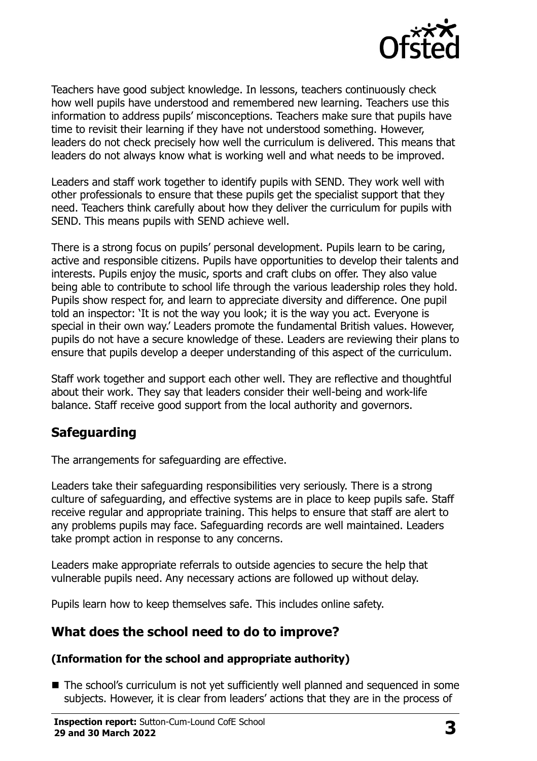Teachers have good subject knowledge. In lessons, teachers continuously check how well pupils have understood and remembered new learning. Teachers use this information to address pupils' misconceptions. Teachers make sure that pupils have time to revisit their learning if they have not understood something. However, leaders do not check precisely how well the curriculum is delivered. This means that leaders do not always know what is working well and what needs to be improved.

Leaders and staff work together to identify pupils with SEND. They work well with other professionals to ensure that these pupils get the specialist support that they need. Teachers think carefully about how they deliver the curriculum for pupils with SEND. This means pupils with SEND achieve well.

There is a strong focus on pupils' personal development. Pupils learn to be caring, active and responsible citizens. Pupils have opportunities to develop their talents and interests. Pupils enjoy the music, sports and craft clubs on offer. They also value being able to contribute to school life through the various leadership roles they hold. Pupils show respect for, and learn to appreciate diversity and difference. One pupil told an inspector: 'It is not the way you look; it is the way you act. Everyone is special in their own way.' Leaders promote the fundamental British values. However, pupils do not have a secure knowledge of these. Leaders are reviewing their plans to ensure that pupils develop a deeper understanding of this aspect of the curriculum.

Staff work together and support each other well. They are reflective and thoughtful about their work. They say that leaders consider their well-being and work-life balance. Staff receive good support from the local authority and governors.

## Safeguarding

The arrangements for safeguarding are effective.

Leaders take their safeguarding responsibilities very seriously. There is a strong culture of safeguarding, and effective systems are in place to keep pupils safe. Staff receive regular and appropriate training. This helps to ensure that staff are alert to any problems pupils may face. Safeguarding records are well maintained. Leaders take prompt action in response to any concerns.

Leaders make appropriate referrals to outside agencies to secure the help that vulnerable pupils need. Any necessary actions are followed up without delay.

Pupils learn how to keep themselves safe. This includes online safety.

## What does the school need to do to improve?

### (Information for the school and appropriate authority)

- The school's curriculum is not yet sufficiently well planned and sequenced in some subjects. However, it is clear from leaders' actions that they are in the process of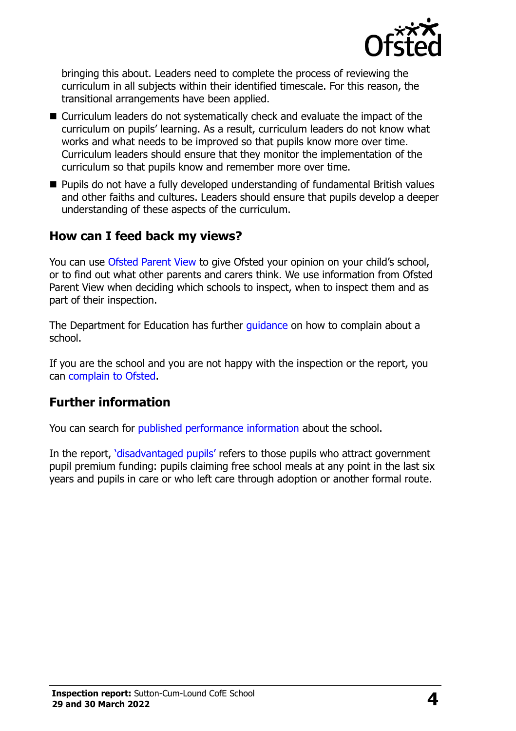bringing this about. Leaders need to complete the process of reviewing the curriculum in all subjects within their identified timescale. For this reason, the transitional arrangements have been applied.

- Curriculum leaders do not systematically check and evaluate the impact of the curriculum on pupils' learning. As a result, curriculum leaders do not know what works and what needs to be improved so that pupils know more over time. Curriculum leaders should ensure that they monitor the implementation of the curriculum so that pupils know and remember more over time.
- Pupils do not have a fully developed understanding of fundamental British values and other faiths and cultures. Leaders should ensure that pupils develop a deeper understanding of these aspects of the curriculum.

## How can I feed back my views?

You can use Ofsted Parent View to give Ofsted your opinion on your child's school, or to find out what other parents and carers think. We use information from Ofsted Parent View when deciding which schools to inspect, when to inspect them and as part of their inspection.

The Department for Education has further guidance on how to complain about a school.

If you are the school and you are not happy with the inspection or the report, you can complain to Ofsted.

## Further information

You can search for published performance information about the school.

In the report, 'disadvantaged pupils' refers to those pupils who attract government pupil premium funding: pupils claiming free school meals at any point in the last six years and pupils in care or who left care through adoption or another formal route.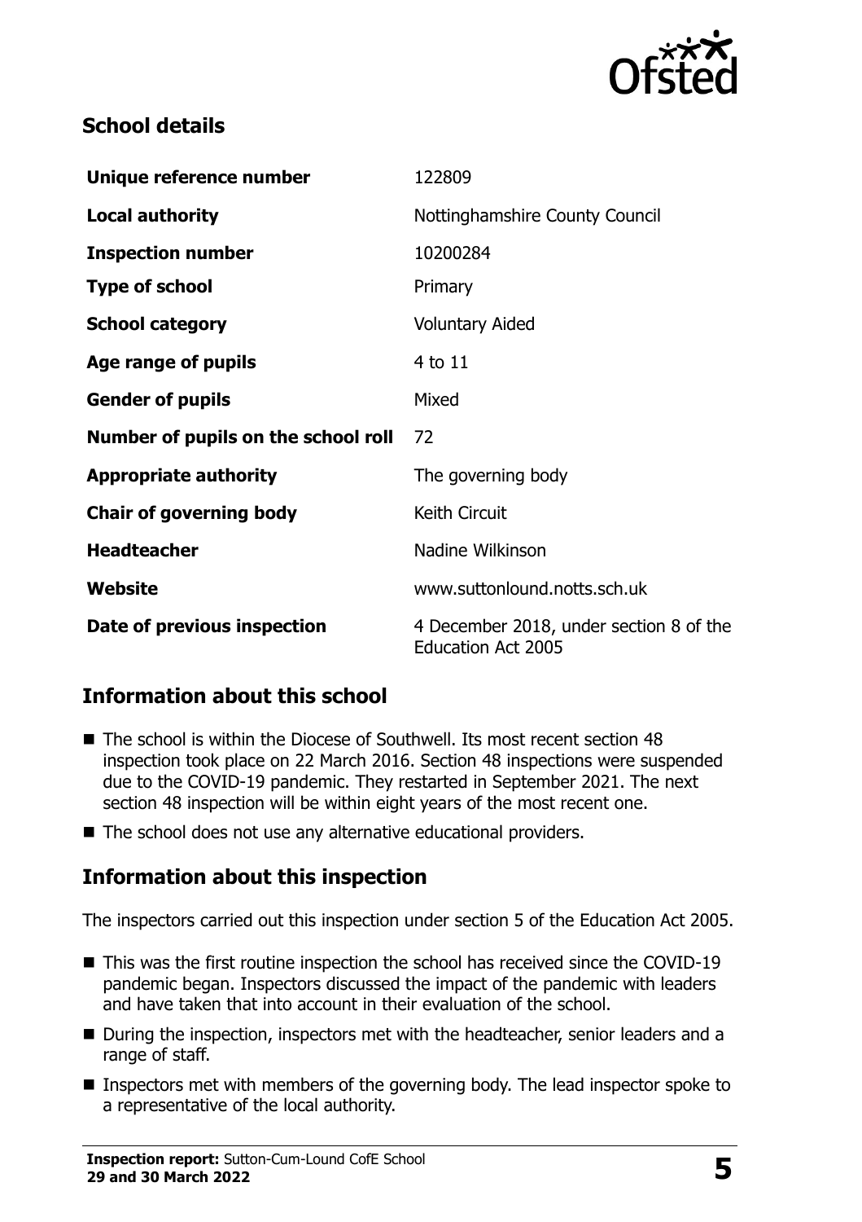## School details

| | |
|---|---|
| **Unique reference number** | 122809 |
| **Local authority** | Nottinghamshire County Council |
| **Inspection number** | 10200284 |
| **Type of school** | Primary |
| **School category** | Voluntary Aided |
| **Age range of pupils** | 4 to 11 |
| **Gender of pupils** | Mixed |
| **Number of pupils on the school roll** | 72 |
| **Appropriate authority** | The governing body |
| **Chair of governing body** | Keith Circuit |
| **Headteacher** | Nadine Wilkinson |
| **Website** | www.suttonlound.notts.sch.uk |
| **Date of previous inspection** | 4 December 2018, under section 8 of the Education Act 2005 |

## Information about this school

- The school is within the Diocese of Southwell. Its most recent section 48 inspection took place on 22 March 2016. Section 48 inspections were suspended due to the COVID-19 pandemic. They restarted in September 2021. The next section 48 inspection will be within eight years of the most recent one.
- The school does not use any alternative educational providers.

## Information about this inspection

The inspectors carried out this inspection under section 5 of the Education Act 2005.

- This was the first routine inspection the school has received since the COVID-19 pandemic began. Inspectors discussed the impact of the pandemic with leaders and have taken that into account in their evaluation of the school.
- During the inspection, inspectors met with the headteacher, senior leaders and a range of staff.
- Inspectors met with members of the governing body. The lead inspector spoke to a representative of the local authority.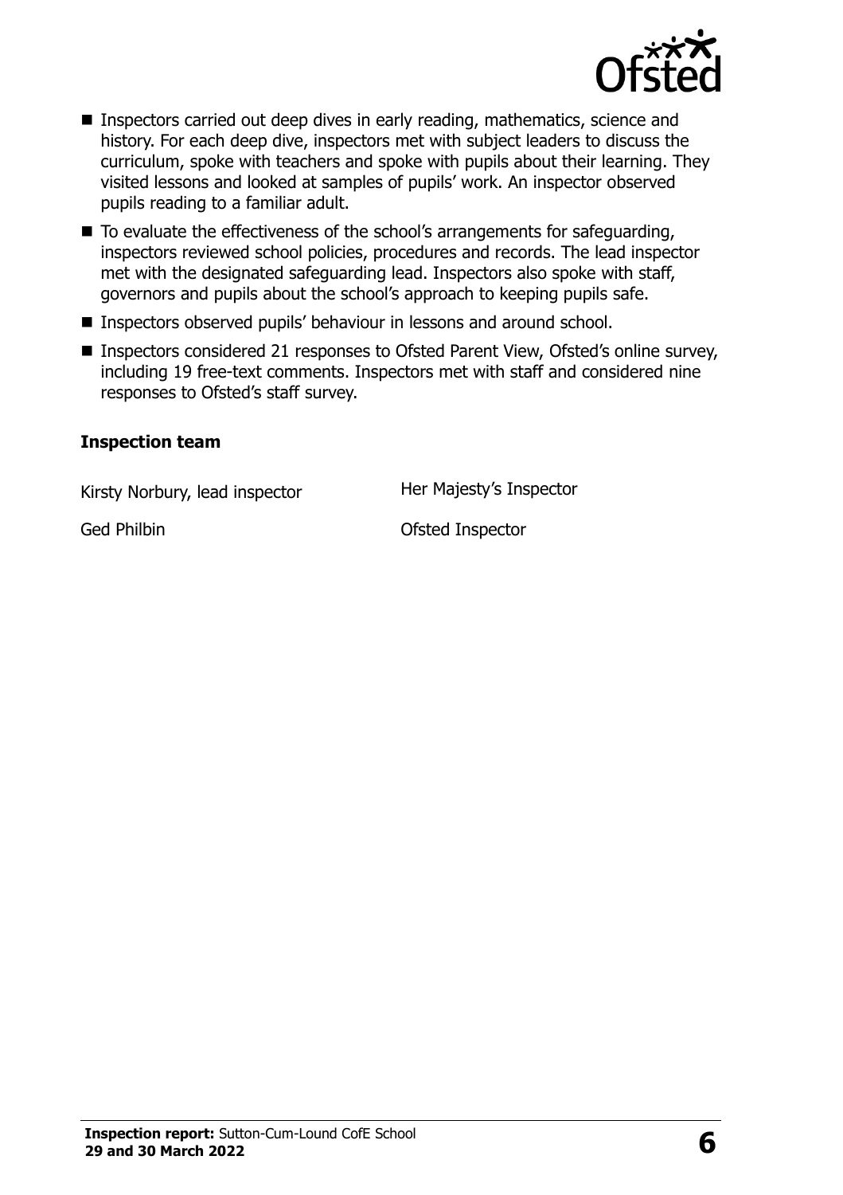- Inspectors carried out deep dives in early reading, mathematics, science and history. For each deep dive, inspectors met with subject leaders to discuss the curriculum, spoke with teachers and spoke with pupils about their learning. They visited lessons and looked at samples of pupils' work. An inspector observed pupils reading to a familiar adult.
- To evaluate the effectiveness of the school's arrangements for safeguarding, inspectors reviewed school policies, procedures and records. The lead inspector met with the designated safeguarding lead. Inspectors also spoke with staff, governors and pupils about the school's approach to keeping pupils safe.
- Inspectors observed pupils' behaviour in lessons and around school.
- Inspectors considered 21 responses to Ofsted Parent View, Ofsted's online survey, including 19 free-text comments. Inspectors met with staff and considered nine responses to Ofsted's staff survey.

### Inspection team

| | |
|---|---|
| Kirsty Norbury, lead inspector | Her Majesty's Inspector |
| Ged Philbin | Ofsted Inspector |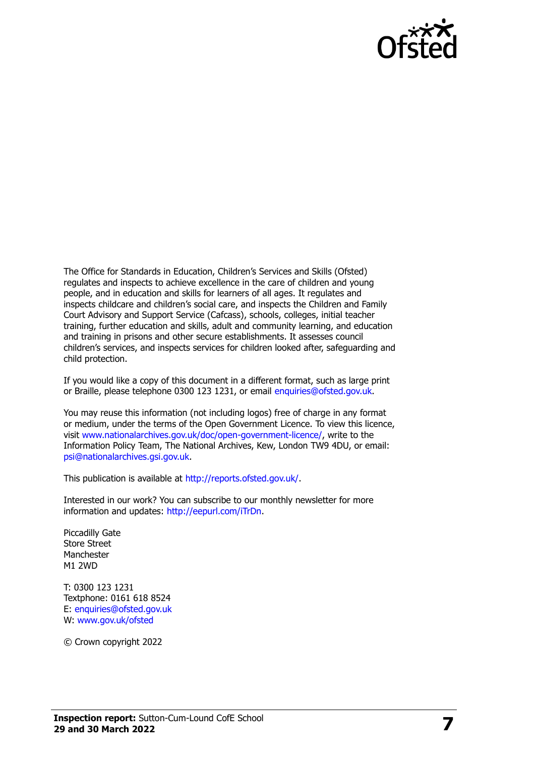The Office for Standards in Education, Children's Services and Skills (Ofsted) regulates and inspects to achieve excellence in the care of children and young people, and in education and skills for learners of all ages. It regulates and inspects childcare and children's social care, and inspects the Children and Family Court Advisory and Support Service (Cafcass), schools, colleges, initial teacher training, further education and skills, adult and community learning, and education and training in prisons and other secure establishments. It assesses council children's services, and inspects services for children looked after, safeguarding and child protection.

If you would like a copy of this document in a different format, such as large print or Braille, please telephone 0300 123 1231, or email enquiries@ofsted.gov.uk.

You may reuse this information (not including logos) free of charge in any format or medium, under the terms of the Open Government Licence. To view this licence, visit www.nationalarchives.gov.uk/doc/open-government-licence/, write to the Information Policy Team, The National Archives, Kew, London TW9 4DU, or email: psi@nationalarchives.gsi.gov.uk.

This publication is available at http://reports.ofsted.gov.uk/.

Interested in our work? You can subscribe to our monthly newsletter for more information and updates: http://eepurl.com/iTrDn.

Piccadilly Gate
Store Street
Manchester
M1 2WD

T: 0300 123 1231
Textphone: 0161 618 8524
E: enquiries@ofsted.gov.uk
W: www.gov.uk/ofsted

© Crown copyright 2022